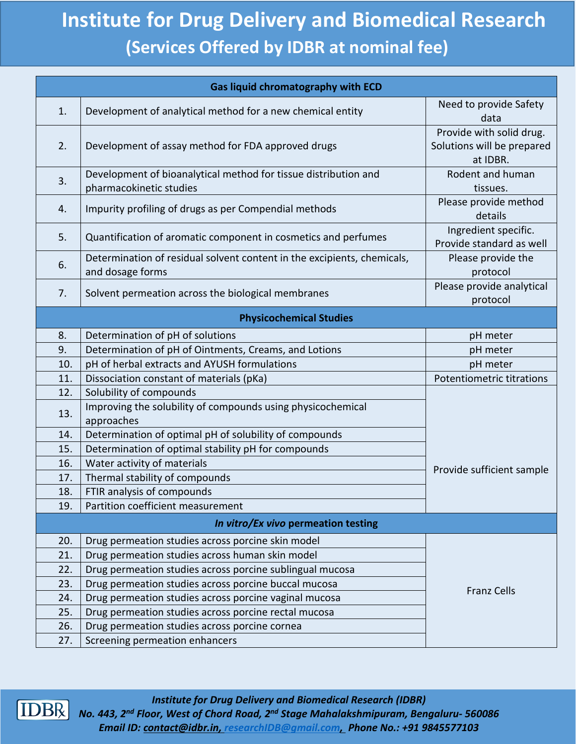# Institute for Drug Delivery and Biomedical Research

## (Services Offered by IDBR at nominal fee)

| | **Gas liquid chromatography with ECD** | |
|---|---|---|
| 1. | Development of analytical method for a new chemical entity | Need to provide Safety data |
| 2. | Development of assay method for FDA approved drugs | Provide with solid drug. Solutions will be prepared at IDBR. |
| 3. | Development of bioanalytical method for tissue distribution and pharmacokinetic studies | Rodent and human tissues. |
| 4. | Impurity profiling of drugs as per Compendial methods | Please provide method details |
| 5. | Quantification of aromatic component in cosmetics and perfumes | Ingredient specific. Provide standard as well |
| 6. | Determination of residual solvent content in the excipients, chemicals, and dosage forms | Please provide the protocol |
| 7. | Solvent permeation across the biological membranes | Please provide analytical protocol |
| | **Physicochemical Studies** | |
| 8. | Determination of pH of solutions | pH meter |
| 9. | Determination of pH of Ointments, Creams, and Lotions | pH meter |
| 10. | pH of herbal extracts and AYUSH formulations | pH meter |
| 11. | Dissociation constant of materials (pKa) | Potentiometric titrations |
| 12. | Solubility of compounds | Provide sufficient sample |
| 13. | Improving the solubility of compounds using physicochemical approaches | |
| 14. | Determination of optimal pH of solubility of compounds | |
| 15. | Determination of optimal stability pH for compounds | |
| 16. | Water activity of materials | |
| 17. | Thermal stability of compounds | |
| 18. | FTIR analysis of compounds | |
| 19. | Partition coefficient measurement | |
| | ***In vitro/Ex vivo* permeation testing** | |
| 20. | Drug permeation studies across porcine skin model | Franz Cells |
| 21. | Drug permeation studies across human skin model | |
| 22. | Drug permeation studies across porcine sublingual mucosa | |
| 23. | Drug permeation studies across porcine buccal mucosa | |
| 24. | Drug permeation studies across porcine vaginal mucosa | |
| 25. | Drug permeation studies across porcine rectal mucosa | |
| 26. | Drug permeation studies across porcine cornea | |
| 27. | Screening permeation enhancers | |

*Institute for Drug Delivery and Biomedical Research (IDBR)*
*No. 443, 2nd Floor, West of Chord Road, 2nd Stage Mahalakshmipuram, Bengaluru- 560086*
*Email ID: contact@idbr.in, researchIDB@gmail.com, Phone No.: +91 9845577103*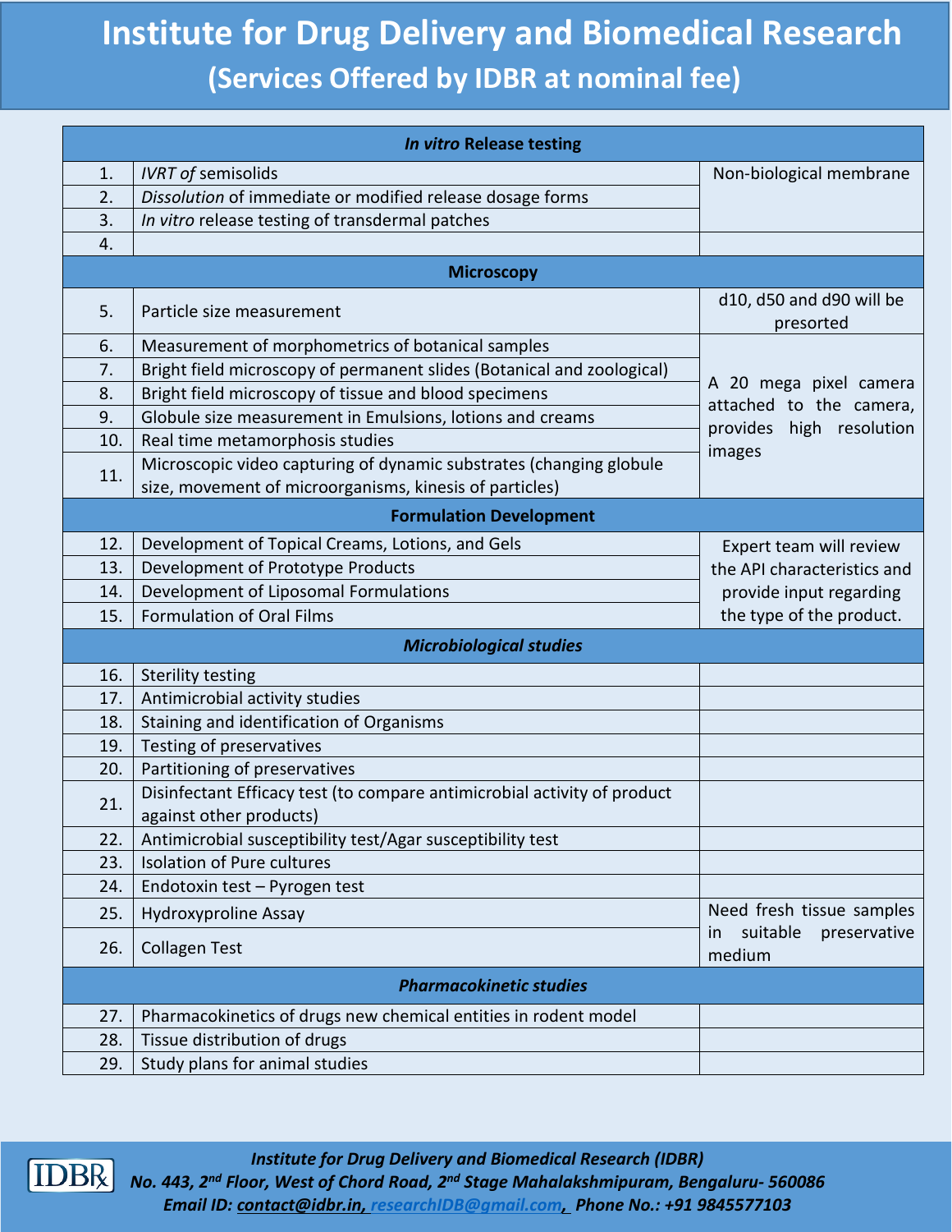# Institute for Drug Delivery and Biomedical Research

## (Services Offered by IDBR at nominal fee)

| | | |
|---|---|---|
| | ***In vitro* Release testing** | |
| 1. | *IVRT of* semisolids | Non-biological membrane |
| 2. | *Dissolution* of immediate or modified release dosage forms | |
| 3. | *In vitro* release testing of transdermal patches | |
| 4. | | |
| | **Microscopy** | |
| 5. | Particle size measurement | d10, d50 and d90 will be presorted |
| 6. | Measurement of morphometrics of botanical samples | A 20 mega pixel camera attached to the camera, provides high resolution images |
| 7. | Bright field microscopy of permanent slides (Botanical and zoological) | |
| 8. | Bright field microscopy of tissue and blood specimens | |
| 9. | Globule size measurement in Emulsions, lotions and creams | |
| 10. | Real time metamorphosis studies | |
| 11. | Microscopic video capturing of dynamic substrates (changing globule size, movement of microorganisms, kinesis of particles) | |
| | **Formulation Development** | |
| 12. | Development of Topical Creams, Lotions, and Gels | Expert team will review the API characteristics and provide input regarding the type of the product. |
| 13. | Development of Prototype Products | |
| 14. | Development of Liposomal Formulations | |
| 15. | Formulation of Oral Films | |
| | ***Microbiological studies*** | |
| 16. | Sterility testing | |
| 17. | Antimicrobial activity studies | |
| 18. | Staining and identification of Organisms | |
| 19. | Testing of preservatives | |
| 20. | Partitioning of preservatives | |
| 21. | Disinfectant Efficacy test (to compare antimicrobial activity of product against other products) | |
| 22. | Antimicrobial susceptibility test/Agar susceptibility test | |
| 23. | Isolation of Pure cultures | |
| 24. | Endotoxin test – Pyrogen test | |
| 25. | Hydroxyproline Assay | Need fresh tissue samples in suitable preservative medium |
| 26. | Collagen Test | |
| | ***Pharmacokinetic studies*** | |
| 27. | Pharmacokinetics of drugs new chemical entities in rodent model | |
| 28. | Tissue distribution of drugs | |
| 29. | Study plans for animal studies | |

*Institute for Drug Delivery and Biomedical Research (IDBR)*
*No. 443, 2nd Floor, West of Chord Road, 2nd Stage Mahalakshmipuram, Bengaluru- 560086*
*Email ID: contact@idbr.in, researchIDB@gmail.com, Phone No.: +91 9845577103*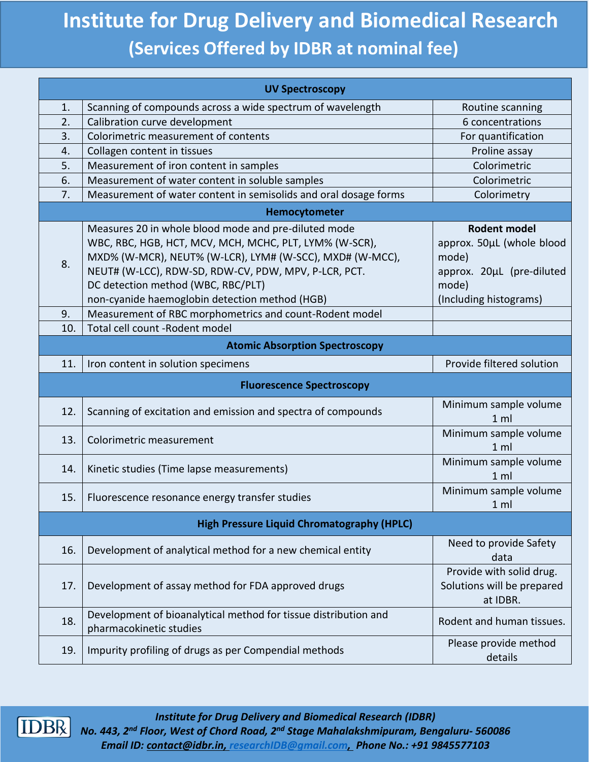# Institute for Drug Delivery and Biomedical Research

## (Services Offered by IDBR at nominal fee)

| | | |
|---|---|---|
| **UV Spectroscopy** | | |
| 1. | Scanning of compounds across a wide spectrum of wavelength | Routine scanning |
| 2. | Calibration curve development | 6 concentrations |
| 3. | Colorimetric measurement of contents | For quantification |
| 4. | Collagen content in tissues | Proline assay |
| 5. | Measurement of iron content in samples | Colorimetric |
| 6. | Measurement of water content in soluble samples | Colorimetric |
| 7. | Measurement of water content in semisolids and oral dosage forms | Colorimetry |
| **Hemocytometer** | | |
| 8. | Measures 20 in whole blood mode and pre-diluted mode WBC, RBC, HGB, HCT, MCV, MCH, MCHC, PLT, LYM% (W-SCR), MXD% (W-MCR), NEUT% (W-LCR), LYM# (W-SCC), MXD# (W-MCC), NEUT# (W-LCC), RDW-SD, RDW-CV, PDW, MPV, P-LCR, PCT. DC detection method (WBC, RBC/PLT) non-cyanide haemoglobin detection method (HGB) | **Rodent model** approx. 50µL (whole blood mode) approx. 20µL (pre-diluted mode) (Including histograms) |
| 9. | Measurement of RBC morphometrics and count-Rodent model | |
| 10. | Total cell count -Rodent model | |
| **Atomic Absorption Spectroscopy** | | |
| 11. | Iron content in solution specimens | Provide filtered solution |
| **Fluorescence Spectroscopy** | | |
| 12. | Scanning of excitation and emission and spectra of compounds | Minimum sample volume 1 ml |
| 13. | Colorimetric measurement | Minimum sample volume 1 ml |
| 14. | Kinetic studies (Time lapse measurements) | Minimum sample volume 1 ml |
| 15. | Fluorescence resonance energy transfer studies | Minimum sample volume 1 ml |
| **High Pressure Liquid Chromatography (HPLC)** | | |
| 16. | Development of analytical method for a new chemical entity | Need to provide Safety data |
| 17. | Development of assay method for FDA approved drugs | Provide with solid drug. Solutions will be prepared at IDBR. |
| 18. | Development of bioanalytical method for tissue distribution and pharmacokinetic studies | Rodent and human tissues. |
| 19. | Impurity profiling of drugs as per Compendial methods | Please provide method details |

*Institute for Drug Delivery and Biomedical Research (IDBR)*
*No. 443, 2nd Floor, West of Chord Road, 2nd Stage Mahalakshmipuram, Bengaluru- 560086*
*Email ID: contact@idbr.in, researchIDB@gmail.com, Phone No.: +91 9845577103*